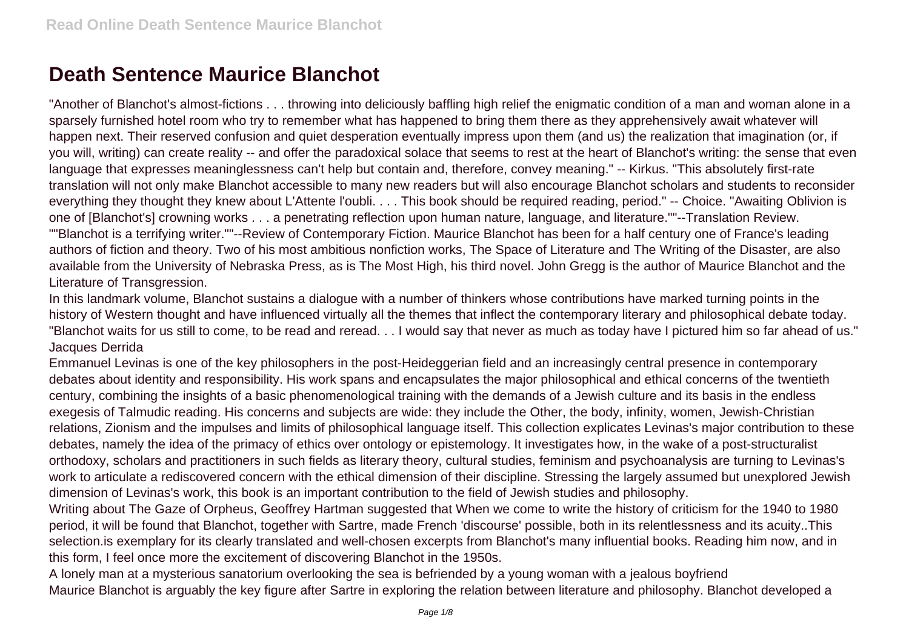# Death Sentence Maurice Blanchot

"Another of Blanchot's almost-fictions . . . throwing into deliciously baffling high relief the enigmatic condition of a man and woman alone in a sparsely furnished hotel room who try to remember what has happened to bring them there as they apprehensively await whatever will happen next. Their reserved confusion and quiet desperation eventually impress upon them (and us) the realization that imagination (or, if you will, writing) can create reality -- and offer the paradoxical solace that seems to rest at the heart of Blanchot's writing: the sense that even language that expresses meaninglessness can't help but contain and, therefore, convey meaning." -- Kirkus. "This absolutely first-rate translation will not only make Blanchot accessible to many new readers but will also encourage Blanchot scholars and students to reconsider everything they thought they knew about L'Attente l'oubli. . . . This book should be required reading, period." -- Choice. "Awaiting Oblivion is one of [Blanchot's] crowning works . . . a penetrating reflection upon human nature, language, and literature.""--Translation Review. ""Blanchot is a terrifying writer.""--Review of Contemporary Fiction. Maurice Blanchot has been for a half century one of France's leading authors of fiction and theory. Two of his most ambitious nonfiction works, The Space of Literature and The Writing of the Disaster, are also available from the University of Nebraska Press, as is The Most High, his third novel. John Gregg is the author of Maurice Blanchot and the Literature of Transgression.

In this landmark volume, Blanchot sustains a dialogue with a number of thinkers whose contributions have marked turning points in the history of Western thought and have influenced virtually all the themes that inflect the contemporary literary and philosophical debate today. "Blanchot waits for us still to come, to be read and reread. . . I would say that never as much as today have I pictured him so far ahead of us." Jacques Derrida

Emmanuel Levinas is one of the key philosophers in the post-Heideggerian field and an increasingly central presence in contemporary debates about identity and responsibility. His work spans and encapsulates the major philosophical and ethical concerns of the twentieth century, combining the insights of a basic phenomenological training with the demands of a Jewish culture and its basis in the endless exegesis of Talmudic reading. His concerns and subjects are wide: they include the Other, the body, infinity, women, Jewish-Christian relations, Zionism and the impulses and limits of philosophical language itself. This collection explicates Levinas's major contribution to these debates, namely the idea of the primacy of ethics over ontology or epistemology. It investigates how, in the wake of a post-structuralist orthodoxy, scholars and practitioners in such fields as literary theory, cultural studies, feminism and psychoanalysis are turning to Levinas's work to articulate a rediscovered concern with the ethical dimension of their discipline. Stressing the largely assumed but unexplored Jewish dimension of Levinas's work, this book is an important contribution to the field of Jewish studies and philosophy.

Writing about The Gaze of Orpheus, Geoffrey Hartman suggested that When we come to write the history of criticism for the 1940 to 1980 period, it will be found that Blanchot, together with Sartre, made French 'discourse' possible, both in its relentlessness and its acuity..This selection.is exemplary for its clearly translated and well-chosen excerpts from Blanchot's many influential books. Reading him now, and in this form, I feel once more the excitement of discovering Blanchot in the 1950s.

A lonely man at a mysterious sanatorium overlooking the sea is befriended by a young woman with a jealous boyfriend

Maurice Blanchot is arguably the key figure after Sartre in exploring the relation between literature and philosophy. Blanchot developed a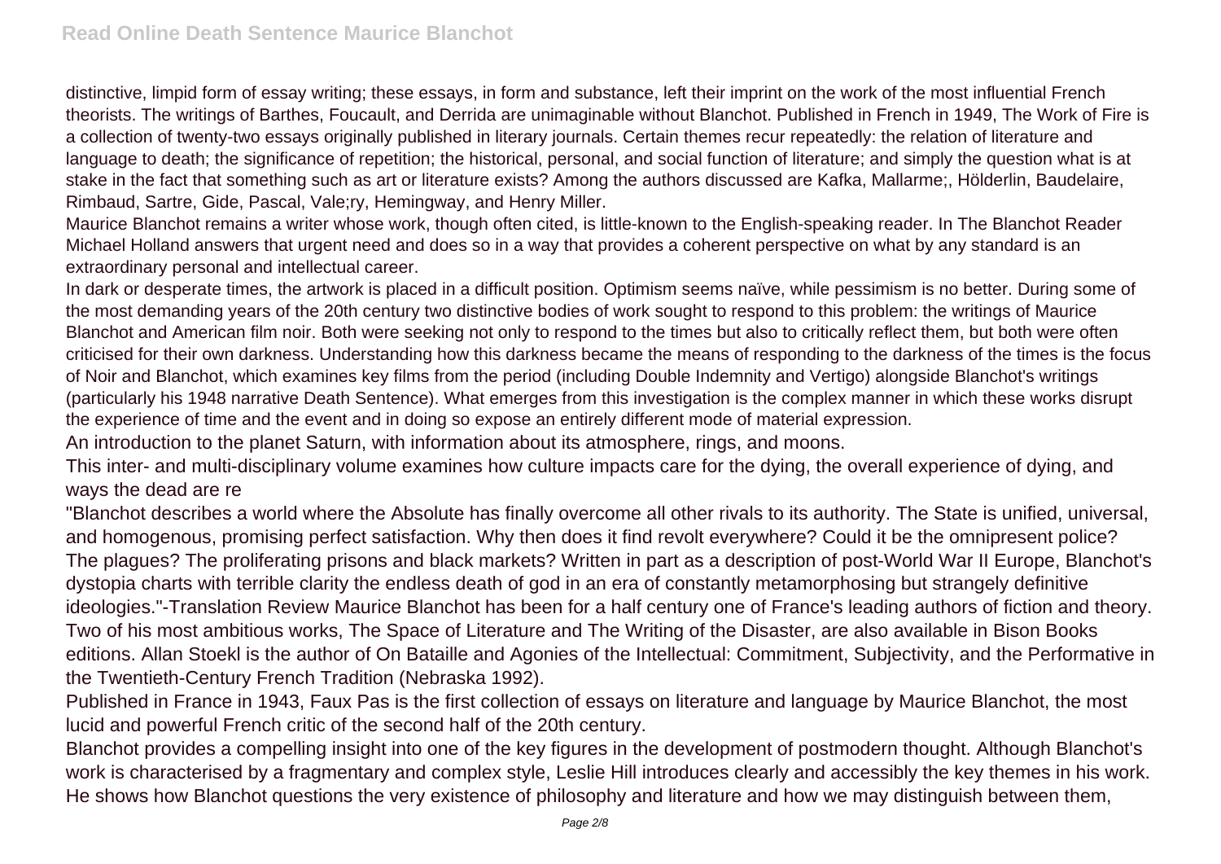distinctive, limpid form of essay writing; these essays, in form and substance, left their imprint on the work of the most influential French theorists. The writings of Barthes, Foucault, and Derrida are unimaginable without Blanchot. Published in French in 1949, The Work of Fire is a collection of twenty-two essays originally published in literary journals. Certain themes recur repeatedly: the relation of literature and language to death; the significance of repetition; the historical, personal, and social function of literature; and simply the question what is at stake in the fact that something such as art or literature exists? Among the authors discussed are Kafka, Mallarme;, Hölderlin, Baudelaire, Rimbaud, Sartre, Gide, Pascal, Vale;ry, Hemingway, and Henry Miller.

Maurice Blanchot remains a writer whose work, though often cited, is little-known to the English-speaking reader. In The Blanchot Reader Michael Holland answers that urgent need and does so in a way that provides a coherent perspective on what by any standard is an extraordinary personal and intellectual career.

In dark or desperate times, the artwork is placed in a difficult position. Optimism seems naïve, while pessimism is no better. During some of the most demanding years of the 20th century two distinctive bodies of work sought to respond to this problem: the writings of Maurice Blanchot and American film noir. Both were seeking not only to respond to the times but also to critically reflect them, but both were often criticised for their own darkness. Understanding how this darkness became the means of responding to the darkness of the times is the focus of Noir and Blanchot, which examines key films from the period (including Double Indemnity and Vertigo) alongside Blanchot's writings (particularly his 1948 narrative Death Sentence). What emerges from this investigation is the complex manner in which these works disrupt the experience of time and the event and in doing so expose an entirely different mode of material expression.

An introduction to the planet Saturn, with information about its atmosphere, rings, and moons.

This inter- and multi-disciplinary volume examines how culture impacts care for the dying, the overall experience of dying, and ways the dead are re

"Blanchot describes a world where the Absolute has finally overcome all other rivals to its authority. The State is unified, universal, and homogenous, promising perfect satisfaction. Why then does it find revolt everywhere? Could it be the omnipresent police? The plagues? The proliferating prisons and black markets? Written in part as a description of post-World War II Europe, Blanchot's dystopia charts with terrible clarity the endless death of god in an era of constantly metamorphosing but strangely definitive ideologies."-Translation Review Maurice Blanchot has been for a half century one of France's leading authors of fiction and theory. Two of his most ambitious works, The Space of Literature and The Writing of the Disaster, are also available in Bison Books editions. Allan Stoekl is the author of On Bataille and Agonies of the Intellectual: Commitment, Subjectivity, and the Performative in the Twentieth-Century French Tradition (Nebraska 1992).

Published in France in 1943, Faux Pas is the first collection of essays on literature and language by Maurice Blanchot, the most lucid and powerful French critic of the second half of the 20th century.

Blanchot provides a compelling insight into one of the key figures in the development of postmodern thought. Although Blanchot's work is characterised by a fragmentary and complex style, Leslie Hill introduces clearly and accessibly the key themes in his work. He shows how Blanchot questions the very existence of philosophy and literature and how we may distinguish between them,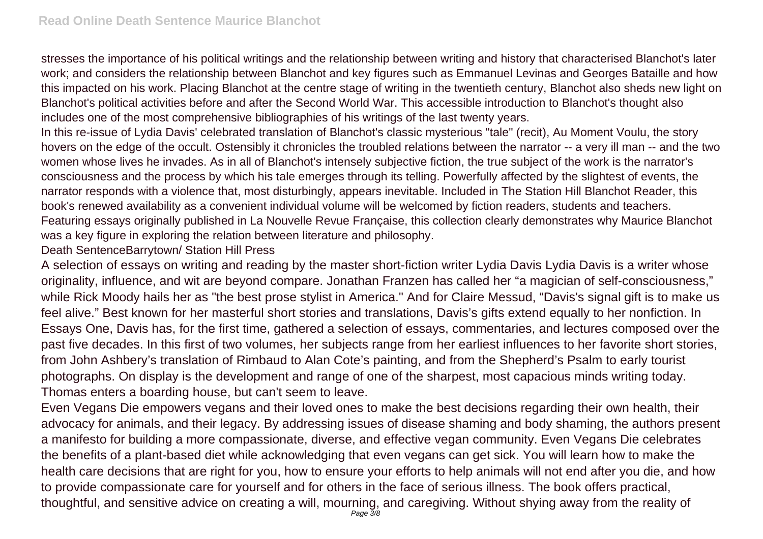stresses the importance of his political writings and the relationship between writing and history that characterised Blanchot's later work; and considers the relationship between Blanchot and key figures such as Emmanuel Levinas and Georges Bataille and how this impacted on his work. Placing Blanchot at the centre stage of writing in the twentieth century, Blanchot also sheds new light on Blanchot's political activities before and after the Second World War. This accessible introduction to Blanchot's thought also includes one of the most comprehensive bibliographies of his writings of the last twenty years.

In this re-issue of Lydia Davis' celebrated translation of Blanchot's classic mysterious "tale" (recit), Au Moment Voulu, the story hovers on the edge of the occult. Ostensibly it chronicles the troubled relations between the narrator -- a very ill man -- and the two women whose lives he invades. As in all of Blanchot's intensely subjective fiction, the true subject of the work is the narrator's consciousness and the process by which his tale emerges through its telling. Powerfully affected by the slightest of events, the narrator responds with a violence that, most disturbingly, appears inevitable. Included in The Station Hill Blanchot Reader, this book's renewed availability as a convenient individual volume will be welcomed by fiction readers, students and teachers.

Featuring essays originally published in La Nouvelle Revue Française, this collection clearly demonstrates why Maurice Blanchot was a key figure in exploring the relation between literature and philosophy.

Death SentenceBarrytown/ Station Hill Press

A selection of essays on writing and reading by the master short-fiction writer Lydia Davis Lydia Davis is a writer whose originality, influence, and wit are beyond compare. Jonathan Franzen has called her "a magician of self-consciousness," while Rick Moody hails her as "the best prose stylist in America." And for Claire Messud, "Davis's signal gift is to make us feel alive." Best known for her masterful short stories and translations, Davis's gifts extend equally to her nonfiction. In Essays One, Davis has, for the first time, gathered a selection of essays, commentaries, and lectures composed over the past five decades. In this first of two volumes, her subjects range from her earliest influences to her favorite short stories, from John Ashbery's translation of Rimbaud to Alan Cote's painting, and from the Shepherd's Psalm to early tourist photographs. On display is the development and range of one of the sharpest, most capacious minds writing today.

Thomas enters a boarding house, but can't seem to leave.

Even Vegans Die empowers vegans and their loved ones to make the best decisions regarding their own health, their advocacy for animals, and their legacy. By addressing issues of disease shaming and body shaming, the authors present a manifesto for building a more compassionate, diverse, and effective vegan community. Even Vegans Die celebrates the benefits of a plant-based diet while acknowledging that even vegans can get sick. You will learn how to make the health care decisions that are right for you, how to ensure your efforts to help animals will not end after you die, and how to provide compassionate care for yourself and for others in the face of serious illness. The book offers practical, thoughtful, and sensitive advice on creating a will, mourning, and caregiving. Without shying away from the reality of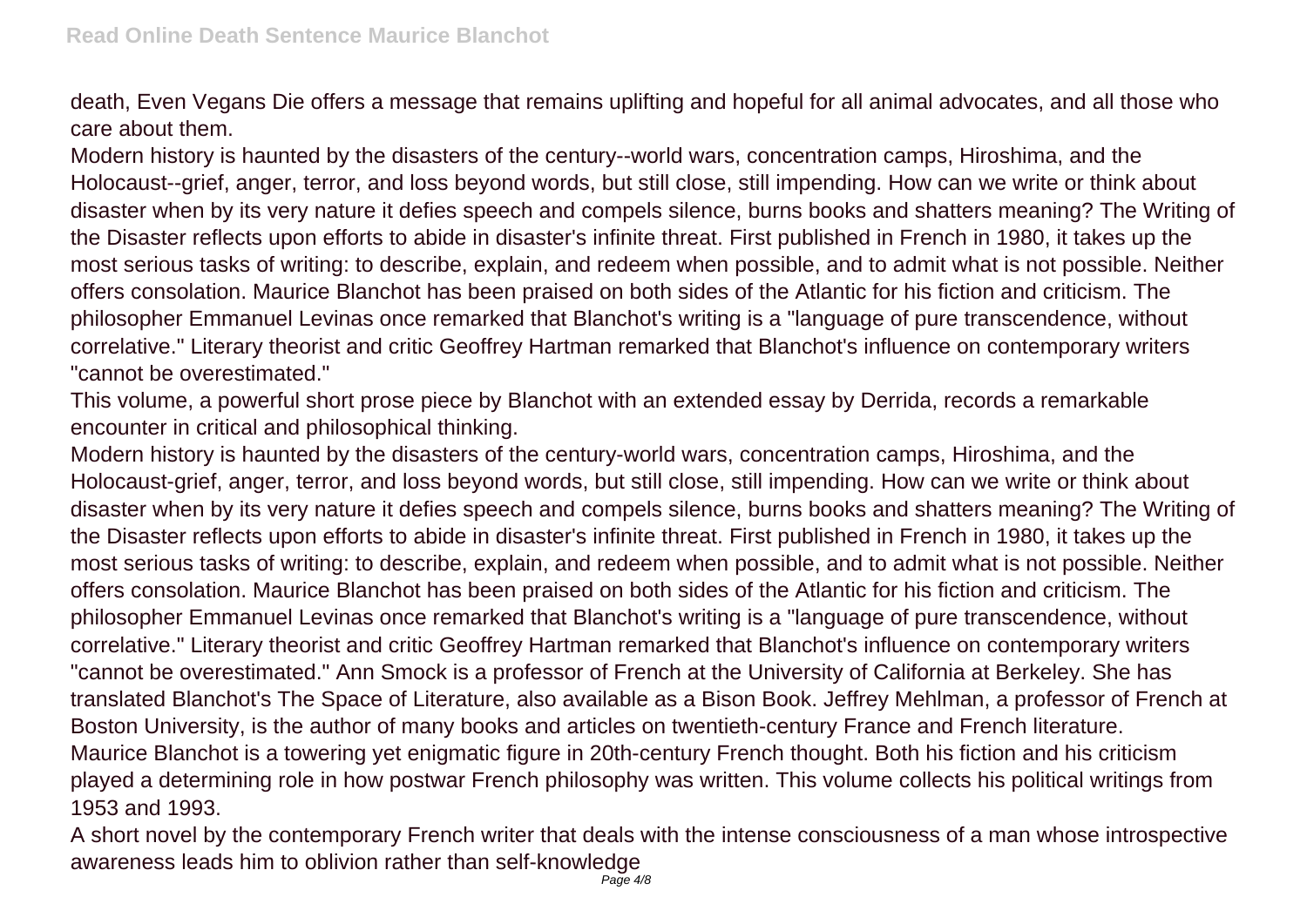death, Even Vegans Die offers a message that remains uplifting and hopeful for all animal advocates, and all those who care about them.

Modern history is haunted by the disasters of the century--world wars, concentration camps, Hiroshima, and the Holocaust--grief, anger, terror, and loss beyond words, but still close, still impending. How can we write or think about disaster when by its very nature it defies speech and compels silence, burns books and shatters meaning? The Writing of the Disaster reflects upon efforts to abide in disaster's infinite threat. First published in French in 1980, it takes up the most serious tasks of writing: to describe, explain, and redeem when possible, and to admit what is not possible. Neither offers consolation. Maurice Blanchot has been praised on both sides of the Atlantic for his fiction and criticism. The philosopher Emmanuel Levinas once remarked that Blanchot's writing is a "language of pure transcendence, without correlative." Literary theorist and critic Geoffrey Hartman remarked that Blanchot's influence on contemporary writers "cannot be overestimated."

This volume, a powerful short prose piece by Blanchot with an extended essay by Derrida, records a remarkable encounter in critical and philosophical thinking.

Modern history is haunted by the disasters of the century-world wars, concentration camps, Hiroshima, and the Holocaust-grief, anger, terror, and loss beyond words, but still close, still impending. How can we write or think about disaster when by its very nature it defies speech and compels silence, burns books and shatters meaning? The Writing of the Disaster reflects upon efforts to abide in disaster's infinite threat. First published in French in 1980, it takes up the most serious tasks of writing: to describe, explain, and redeem when possible, and to admit what is not possible. Neither offers consolation. Maurice Blanchot has been praised on both sides of the Atlantic for his fiction and criticism. The philosopher Emmanuel Levinas once remarked that Blanchot's writing is a "language of pure transcendence, without correlative." Literary theorist and critic Geoffrey Hartman remarked that Blanchot's influence on contemporary writers "cannot be overestimated." Ann Smock is a professor of French at the University of California at Berkeley. She has translated Blanchot's The Space of Literature, also available as a Bison Book. Jeffrey Mehlman, a professor of French at Boston University, is the author of many books and articles on twentieth-century France and French literature.

Maurice Blanchot is a towering yet enigmatic figure in 20th-century French thought. Both his fiction and his criticism played a determining role in how postwar French philosophy was written. This volume collects his political writings from 1953 and 1993.

A short novel by the contemporary French writer that deals with the intense consciousness of a man whose introspective awareness leads him to oblivion rather than self-knowledge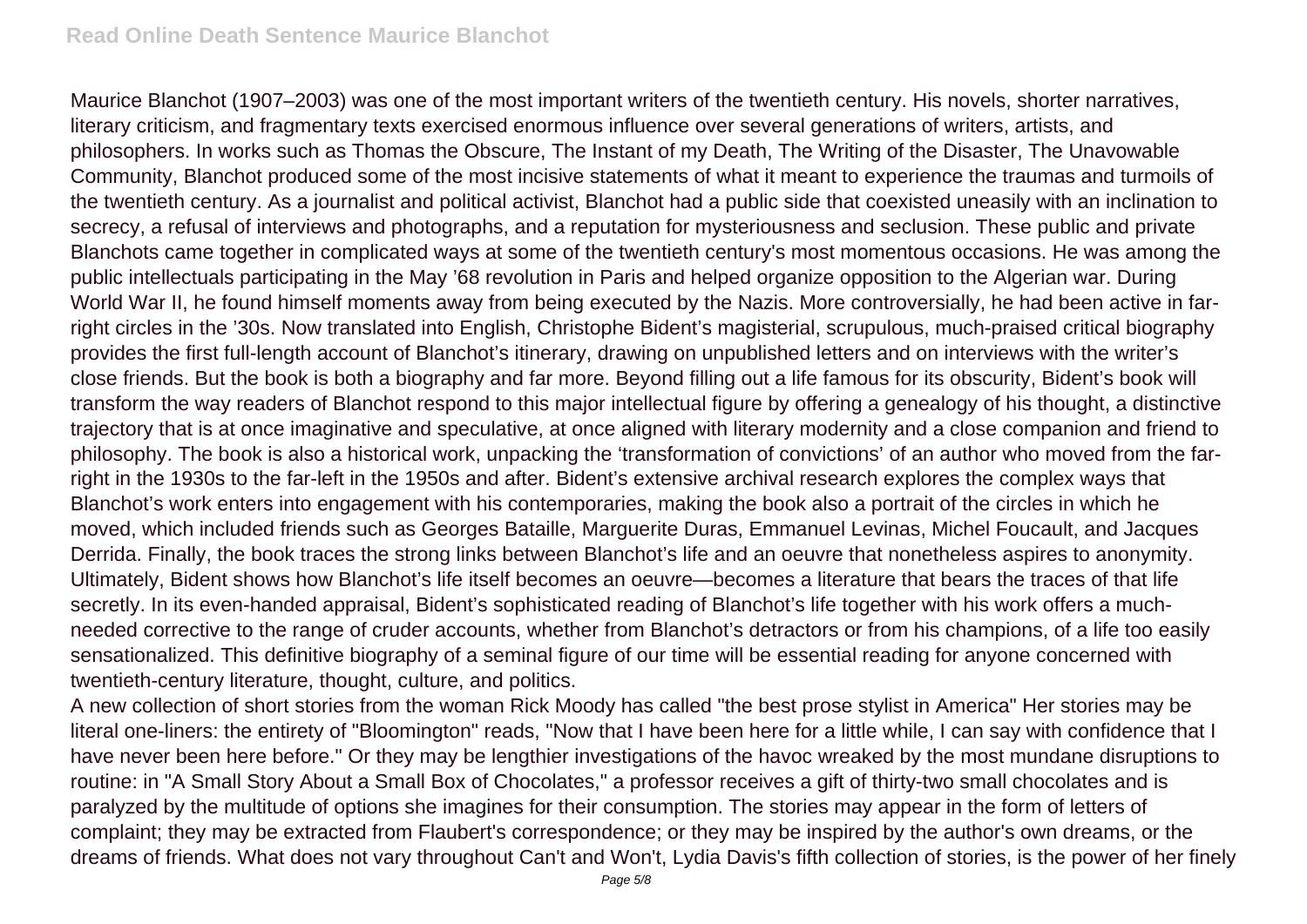Maurice Blanchot (1907–2003) was one of the most important writers of the twentieth century. His novels, shorter narratives, literary criticism, and fragmentary texts exercised enormous influence over several generations of writers, artists, and philosophers. In works such as Thomas the Obscure, The Instant of my Death, The Writing of the Disaster, The Unavowable Community, Blanchot produced some of the most incisive statements of what it meant to experience the traumas and turmoils of the twentieth century. As a journalist and political activist, Blanchot had a public side that coexisted uneasily with an inclination to secrecy, a refusal of interviews and photographs, and a reputation for mysteriousness and seclusion. These public and private Blanchots came together in complicated ways at some of the twentieth century's most momentous occasions. He was among the public intellectuals participating in the May '68 revolution in Paris and helped organize opposition to the Algerian war. During World War II, he found himself moments away from being executed by the Nazis. More controversially, he had been active in far-right circles in the '30s. Now translated into English, Christophe Bident's magisterial, scrupulous, much-praised critical biography provides the first full-length account of Blanchot's itinerary, drawing on unpublished letters and on interviews with the writer's close friends. But the book is both a biography and far more. Beyond filling out a life famous for its obscurity, Bident's book will transform the way readers of Blanchot respond to this major intellectual figure by offering a genealogy of his thought, a distinctive trajectory that is at once imaginative and speculative, at once aligned with literary modernity and a close companion and friend to philosophy. The book is also a historical work, unpacking the 'transformation of convictions' of an author who moved from the far-right in the 1930s to the far-left in the 1950s and after. Bident's extensive archival research explores the complex ways that Blanchot's work enters into engagement with his contemporaries, making the book also a portrait of the circles in which he moved, which included friends such as Georges Bataille, Marguerite Duras, Emmanuel Levinas, Michel Foucault, and Jacques Derrida. Finally, the book traces the strong links between Blanchot's life and an oeuvre that nonetheless aspires to anonymity. Ultimately, Bident shows how Blanchot's life itself becomes an oeuvre—becomes a literature that bears the traces of that life secretly. In its even-handed appraisal, Bident's sophisticated reading of Blanchot's life together with his work offers a much-needed corrective to the range of cruder accounts, whether from Blanchot's detractors or from his champions, of a life too easily sensationalized. This definitive biography of a seminal figure of our time will be essential reading for anyone concerned with twentieth-century literature, thought, culture, and politics.

A new collection of short stories from the woman Rick Moody has called "the best prose stylist in America" Her stories may be literal one-liners: the entirety of "Bloomington" reads, "Now that I have been here for a little while, I can say with confidence that I have never been here before." Or they may be lengthier investigations of the havoc wreaked by the most mundane disruptions to routine: in "A Small Story About a Small Box of Chocolates," a professor receives a gift of thirty-two small chocolates and is paralyzed by the multitude of options she imagines for their consumption. The stories may appear in the form of letters of complaint; they may be extracted from Flaubert's correspondence; or they may be inspired by the author's own dreams, or the dreams of friends. What does not vary throughout Can't and Won't, Lydia Davis's fifth collection of stories, is the power of her finely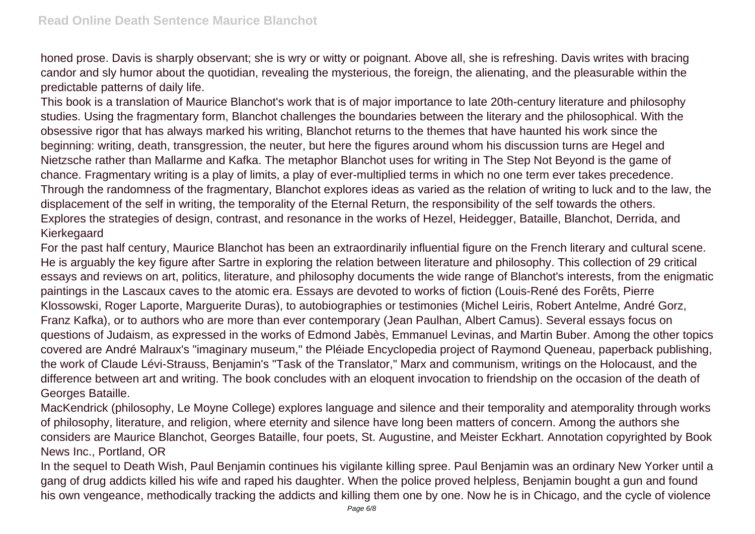honed prose. Davis is sharply observant; she is wry or witty or poignant. Above all, she is refreshing. Davis writes with bracing candor and sly humor about the quotidian, revealing the mysterious, the foreign, the alienating, and the pleasurable within the predictable patterns of daily life.

This book is a translation of Maurice Blanchot's work that is of major importance to late 20th-century literature and philosophy studies. Using the fragmentary form, Blanchot challenges the boundaries between the literary and the philosophical. With the obsessive rigor that has always marked his writing, Blanchot returns to the themes that have haunted his work since the beginning: writing, death, transgression, the neuter, but here the figures around whom his discussion turns are Hegel and Nietzsche rather than Mallarme and Kafka. The metaphor Blanchot uses for writing in The Step Not Beyond is the game of chance. Fragmentary writing is a play of limits, a play of ever-multiplied terms in which no one term ever takes precedence. Through the randomness of the fragmentary, Blanchot explores ideas as varied as the relation of writing to luck and to the law, the displacement of the self in writing, the temporality of the Eternal Return, the responsibility of the self towards the others.

Explores the strategies of design, contrast, and resonance in the works of Hezel, Heidegger, Bataille, Blanchot, Derrida, and Kierkegaard

For the past half century, Maurice Blanchot has been an extraordinarily influential figure on the French literary and cultural scene. He is arguably the key figure after Sartre in exploring the relation between literature and philosophy. This collection of 29 critical essays and reviews on art, politics, literature, and philosophy documents the wide range of Blanchot's interests, from the enigmatic paintings in the Lascaux caves to the atomic era. Essays are devoted to works of fiction (Louis-René des Forêts, Pierre Klossowski, Roger Laporte, Marguerite Duras), to autobiographies or testimonies (Michel Leiris, Robert Antelme, André Gorz, Franz Kafka), or to authors who are more than ever contemporary (Jean Paulhan, Albert Camus). Several essays focus on questions of Judaism, as expressed in the works of Edmond Jabès, Emmanuel Levinas, and Martin Buber. Among the other topics covered are André Malraux's "imaginary museum," the Pléiade Encyclopedia project of Raymond Queneau, paperback publishing, the work of Claude Lévi-Strauss, Benjamin's "Task of the Translator," Marx and communism, writings on the Holocaust, and the difference between art and writing. The book concludes with an eloquent invocation to friendship on the occasion of the death of Georges Bataille.

MacKendrick (philosophy, Le Moyne College) explores language and silence and their temporality and atemporality through works of philosophy, literature, and religion, where eternity and silence have long been matters of concern. Among the authors she considers are Maurice Blanchot, Georges Bataille, four poets, St. Augustine, and Meister Eckhart. Annotation copyrighted by Book News Inc., Portland, OR

In the sequel to Death Wish, Paul Benjamin continues his vigilante killing spree. Paul Benjamin was an ordinary New Yorker until a gang of drug addicts killed his wife and raped his daughter. When the police proved helpless, Benjamin bought a gun and found his own vengeance, methodically tracking the addicts and killing them one by one. Now he is in Chicago, and the cycle of violence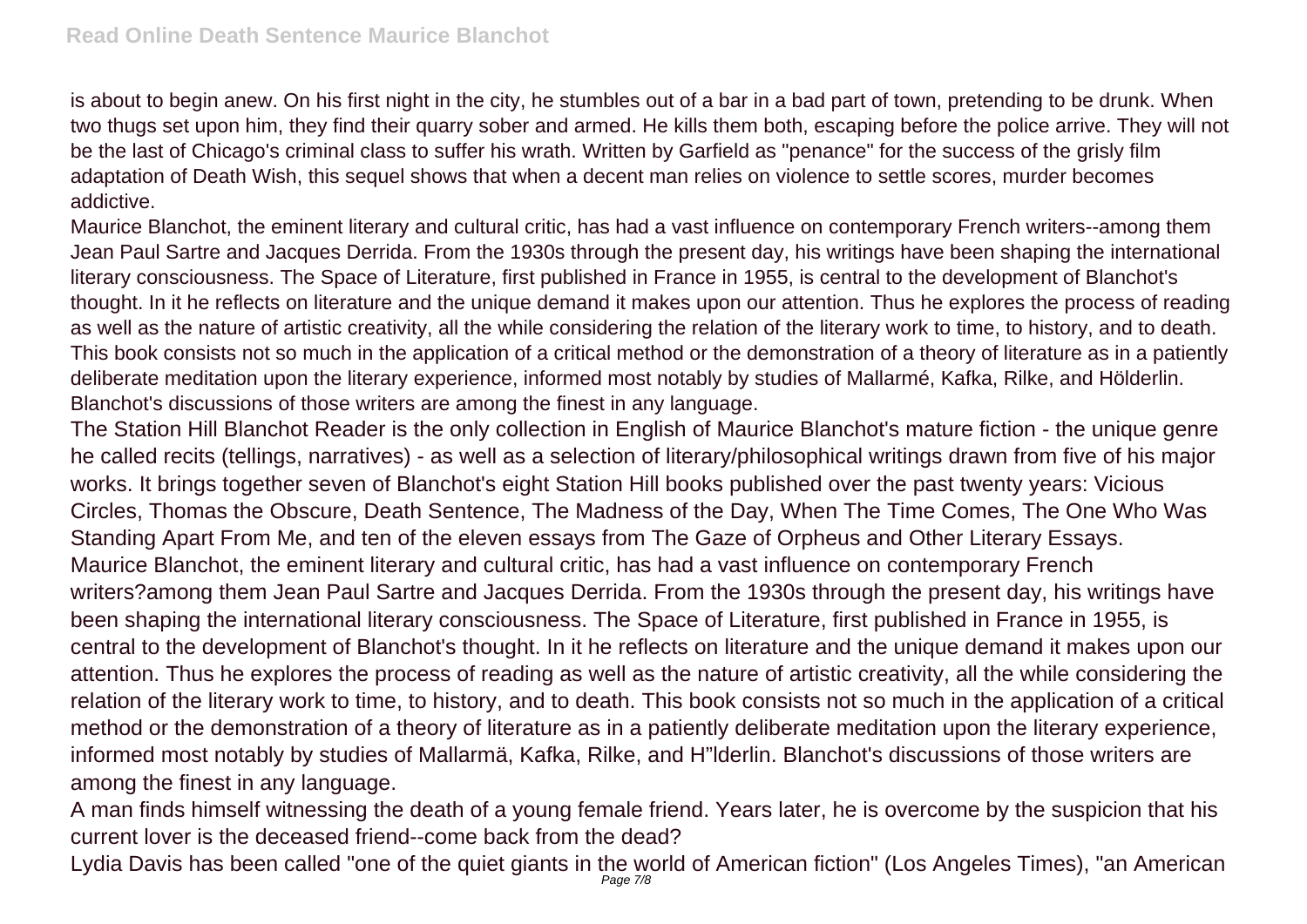is about to begin anew. On his first night in the city, he stumbles out of a bar in a bad part of town, pretending to be drunk. When two thugs set upon him, they find their quarry sober and armed. He kills them both, escaping before the police arrive. They will not be the last of Chicago's criminal class to suffer his wrath. Written by Garfield as "penance" for the success of the grisly film adaptation of Death Wish, this sequel shows that when a decent man relies on violence to settle scores, murder becomes addictive.

Maurice Blanchot, the eminent literary and cultural critic, has had a vast influence on contemporary French writers--among them Jean Paul Sartre and Jacques Derrida. From the 1930s through the present day, his writings have been shaping the international literary consciousness. The Space of Literature, first published in France in 1955, is central to the development of Blanchot's thought. In it he reflects on literature and the unique demand it makes upon our attention. Thus he explores the process of reading as well as the nature of artistic creativity, all the while considering the relation of the literary work to time, to history, and to death. This book consists not so much in the application of a critical method or the demonstration of a theory of literature as in a patiently deliberate meditation upon the literary experience, informed most notably by studies of Mallarmé, Kafka, Rilke, and Hölderlin. Blanchot's discussions of those writers are among the finest in any language.

The Station Hill Blanchot Reader is the only collection in English of Maurice Blanchot's mature fiction - the unique genre he called recits (tellings, narratives) - as well as a selection of literary/philosophical writings drawn from five of his major works. It brings together seven of Blanchot's eight Station Hill books published over the past twenty years: Vicious Circles, Thomas the Obscure, Death Sentence, The Madness of the Day, When The Time Comes, The One Who Was Standing Apart From Me, and ten of the eleven essays from The Gaze of Orpheus and Other Literary Essays.

Maurice Blanchot, the eminent literary and cultural critic, has had a vast influence on contemporary French writers?among them Jean Paul Sartre and Jacques Derrida. From the 1930s through the present day, his writings have been shaping the international literary consciousness. The Space of Literature, first published in France in 1955, is central to the development of Blanchot's thought. In it he reflects on literature and the unique demand it makes upon our attention. Thus he explores the process of reading as well as the nature of artistic creativity, all the while considering the relation of the literary work to time, to history, and to death. This book consists not so much in the application of a critical method or the demonstration of a theory of literature as in a patiently deliberate meditation upon the literary experience, informed most notably by studies of Mallarmä, Kafka, Rilke, and H"lderlin. Blanchot's discussions of those writers are among the finest in any language.

A man finds himself witnessing the death of a young female friend. Years later, he is overcome by the suspicion that his current lover is the deceased friend--come back from the dead?

Lydia Davis has been called "one of the quiet giants in the world of American fiction" (Los Angeles Times), "an American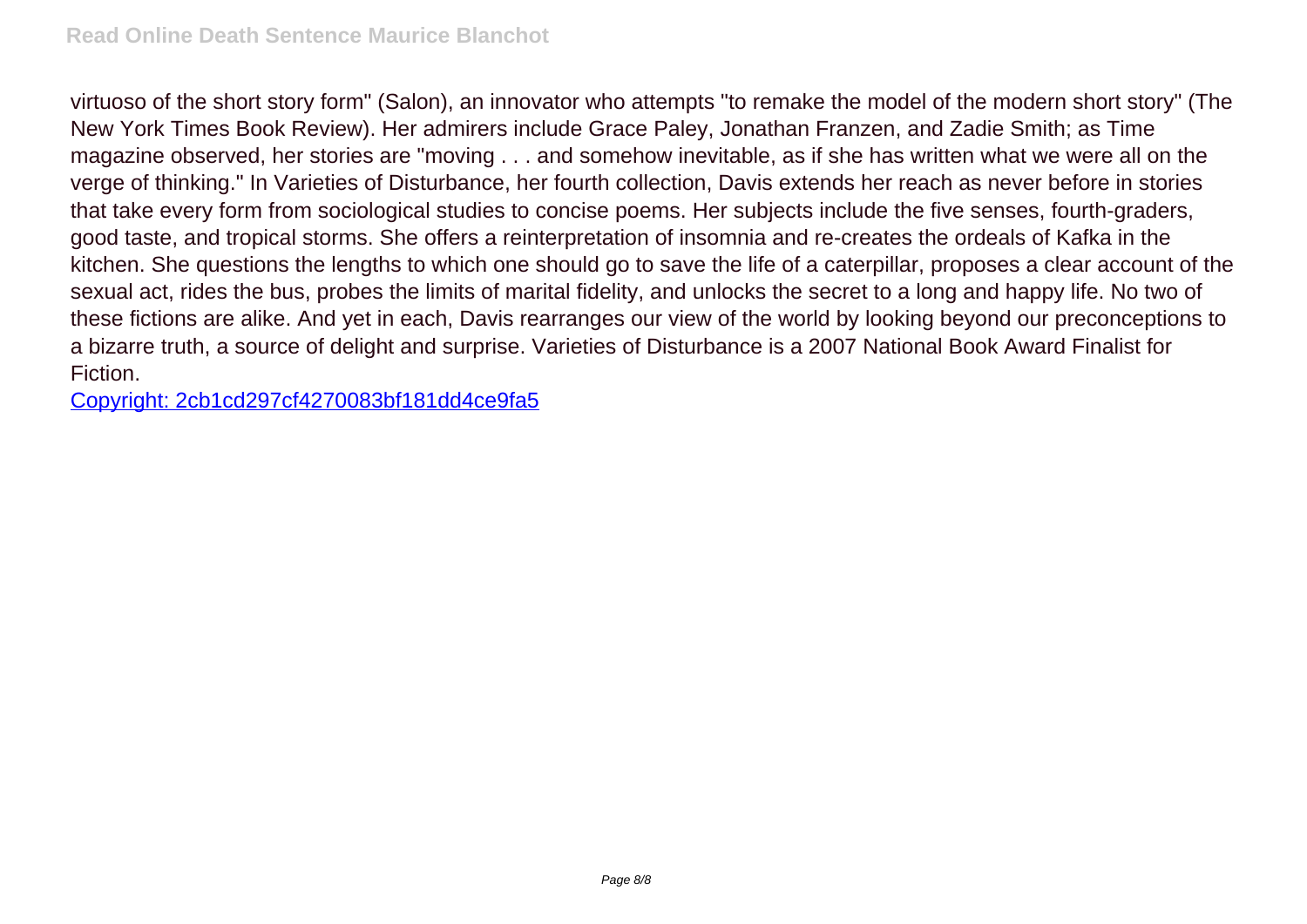virtuoso of the short story form" (Salon), an innovator who attempts "to remake the model of the modern short story" (The New York Times Book Review). Her admirers include Grace Paley, Jonathan Franzen, and Zadie Smith; as Time magazine observed, her stories are "moving . . . and somehow inevitable, as if she has written what we were all on the verge of thinking." In Varieties of Disturbance, her fourth collection, Davis extends her reach as never before in stories that take every form from sociological studies to concise poems. Her subjects include the five senses, fourth-graders, good taste, and tropical storms. She offers a reinterpretation of insomnia and re-creates the ordeals of Kafka in the kitchen. She questions the lengths to which one should go to save the life of a caterpillar, proposes a clear account of the sexual act, rides the bus, probes the limits of marital fidelity, and unlocks the secret to a long and happy life. No two of these fictions are alike. And yet in each, Davis rearranges our view of the world by looking beyond our preconceptions to a bizarre truth, a source of delight and surprise. Varieties of Disturbance is a 2007 National Book Award Finalist for Fiction.

Copyright: 2cb1cd297cf4270083bf181dd4ce9fa5